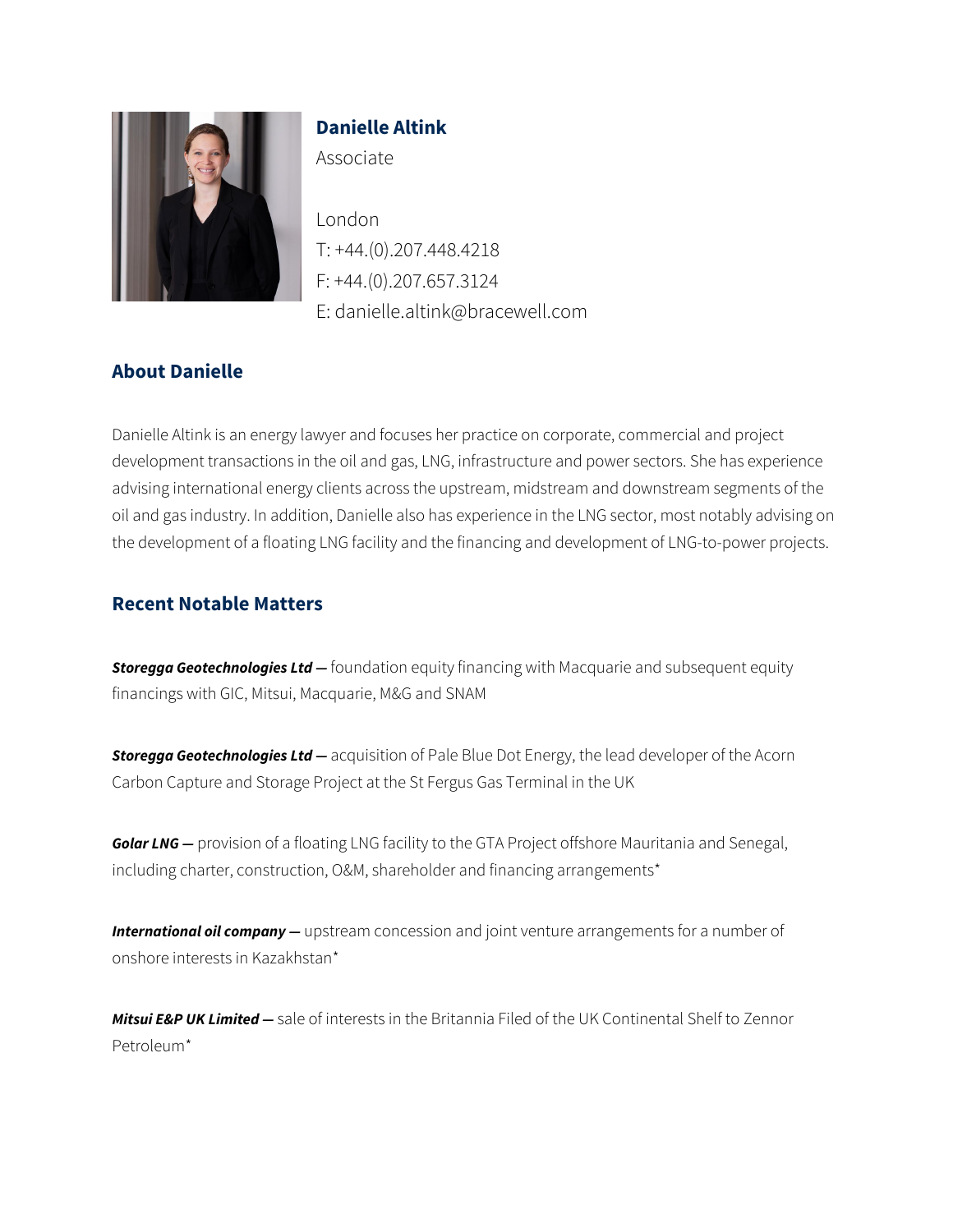## Danielle Altink

Associate

London
T: +44.(0).207.448.4218
F: +44.(0).207.657.3124
E: danielle.altink@bracewell.com

## About Danielle

Danielle Altink is an energy lawyer and focuses her practice on corporate, commercial and project development transactions in the oil and gas, LNG, infrastructure and power sectors. She has experience advising international energy clients across the upstream, midstream and downstream segments of the oil and gas industry. In addition, Danielle also has experience in the LNG sector, most notably advising on the development of a floating LNG facility and the financing and development of LNG-to-power projects.

## Recent Notable Matters

***Storegga Geotechnologies Ltd —*** foundation equity financing with Macquarie and subsequent equity financings with GIC, Mitsui, Macquarie, M&G and SNAM

***Storegga Geotechnologies Ltd —*** acquisition of Pale Blue Dot Energy, the lead developer of the Acorn Carbon Capture and Storage Project at the St Fergus Gas Terminal in the UK

***Golar LNG —*** provision of a floating LNG facility to the GTA Project offshore Mauritania and Senegal, including charter, construction, O&M, shareholder and financing arrangements*

***International oil company —*** upstream concession and joint venture arrangements for a number of onshore interests in Kazakhstan*

***Mitsui E&P UK Limited —*** sale of interests in the Britannia Filed of the UK Continental Shelf to Zennor Petroleum*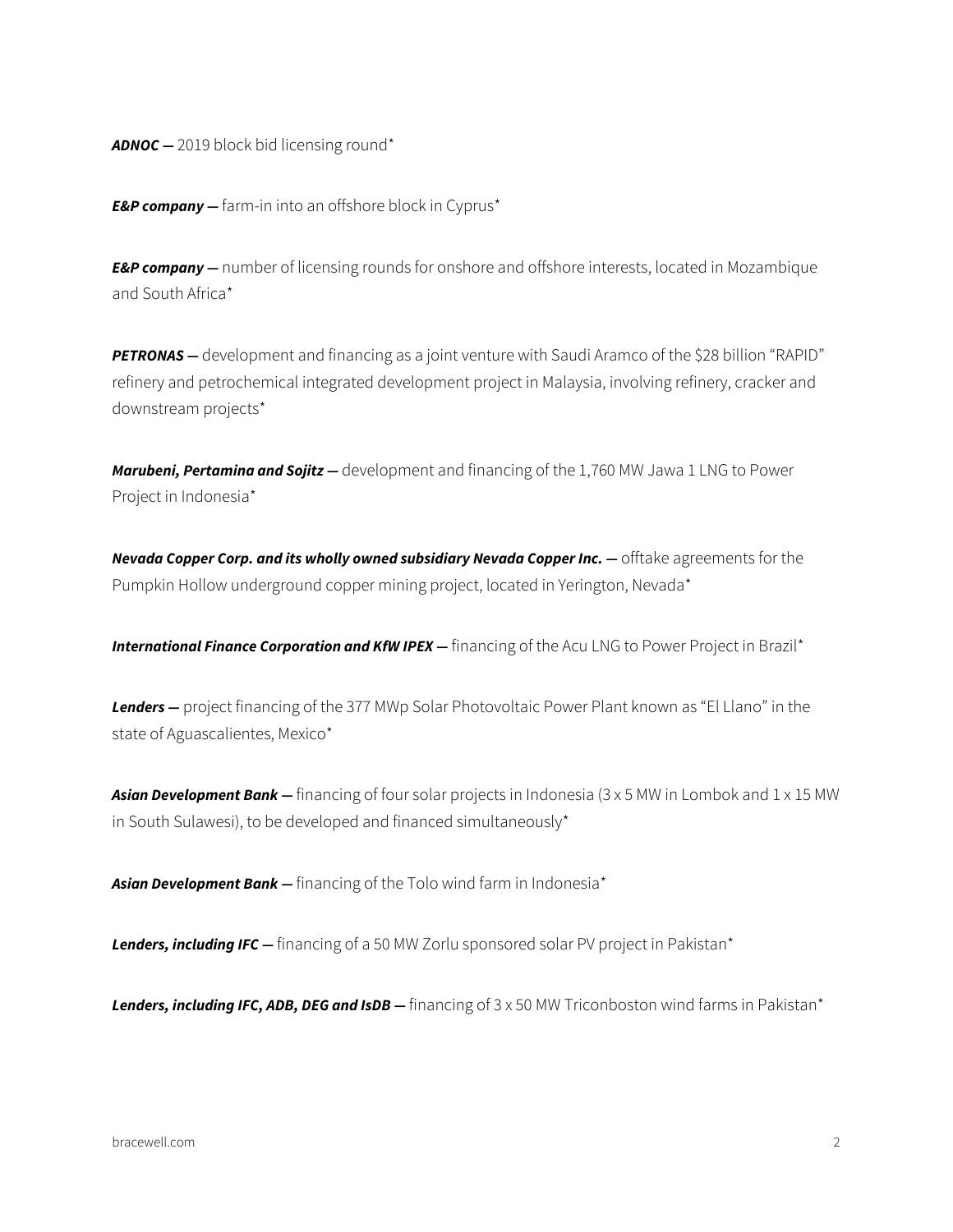***ADNOC —*** 2019 block bid licensing round*

***E&P company —*** farm-in into an offshore block in Cyprus*

***E&P company —*** number of licensing rounds for onshore and offshore interests, located in Mozambique and South Africa*

***PETRONAS —*** development and financing as a joint venture with Saudi Aramco of the $28 billion “RAPID” refinery and petrochemical integrated development project in Malaysia, involving refinery, cracker and downstream projects*

***Marubeni, Pertamina and Sojitz —*** development and financing of the 1,760 MW Jawa 1 LNG to Power Project in Indonesia*

***Nevada Copper Corp. and its wholly owned subsidiary Nevada Copper Inc. —*** offtake agreements for the Pumpkin Hollow underground copper mining project, located in Yerington, Nevada*

***International Finance Corporation and KfW IPEX —*** financing of the Acu LNG to Power Project in Brazil*

***Lenders —*** project financing of the 377 MWp Solar Photovoltaic Power Plant known as “El Llano” in the state of Aguascalientes, Mexico*

***Asian Development Bank —*** financing of four solar projects in Indonesia (3 x 5 MW in Lombok and 1 x 15 MW in South Sulawesi), to be developed and financed simultaneously*

***Asian Development Bank —*** financing of the Tolo wind farm in Indonesia*

***Lenders, including IFC —*** financing of a 50 MW Zorlu sponsored solar PV project in Pakistan*

***Lenders, including IFC, ADB, DEG and IsDB —*** financing of 3 x 50 MW Triconboston wind farms in Pakistan*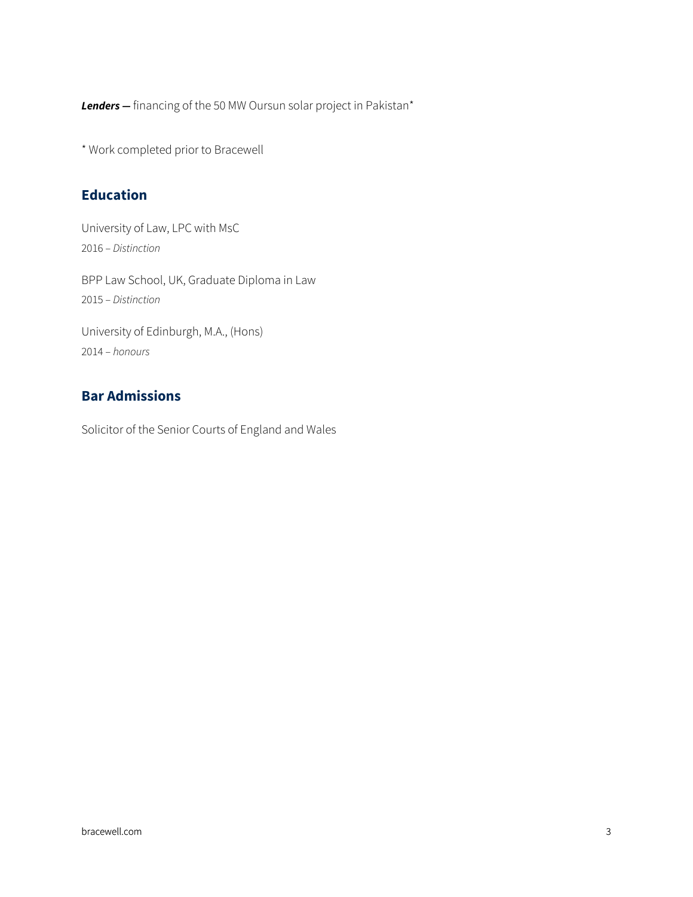***Lenders —*** financing of the 50 MW Oursun solar project in Pakistan*

* Work completed prior to Bracewell

## Education

University of Law, LPC with MsC
2016 – *Distinction*

BPP Law School, UK, Graduate Diploma in Law
2015 – *Distinction*

University of Edinburgh, M.A., (Hons)
2014 – *honours*

## Bar Admissions

Solicitor of the Senior Courts of England and Wales